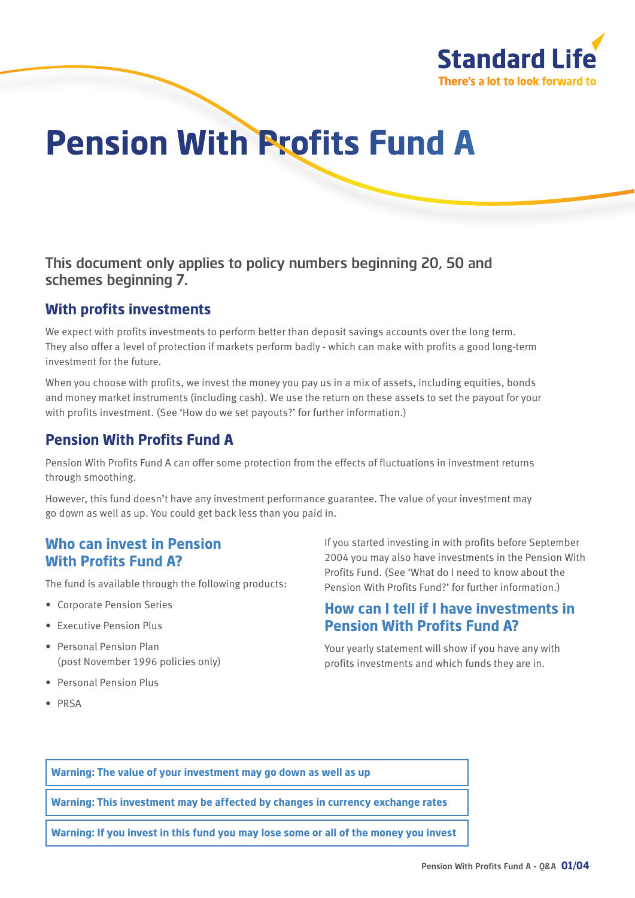Standard Life
There's a lot to look forward to

# Pension With Profits Fund A

This document only applies to policy numbers beginning 20, 50 and schemes beginning 7.

## With profits investments

We expect with profits investments to perform better than deposit savings accounts over the long term. They also offer a level of protection if markets perform badly - which can make with profits a good long-term investment for the future.

When you choose with profits, we invest the money you pay us in a mix of assets, including equities, bonds and money market instruments (including cash). We use the return on these assets to set the payout for your with profits investment. (See 'How do we set payouts?' for further information.)

## Pension With Profits Fund A

Pension With Profits Fund A can offer some protection from the effects of fluctuations in investment returns through smoothing.

However, this fund doesn't have any investment performance guarantee. The value of your investment may go down as well as up. You could get back less than you paid in.

### Who can invest in Pension With Profits Fund A?

The fund is available through the following products:

- Corporate Pension Series
- Executive Pension Plus
- Personal Pension Plan (post November 1996 policies only)
- Personal Pension Plus
- PRSA

If you started investing in with profits before September 2004 you may also have investments in the Pension With Profits Fund. (See 'What do I need to know about the Pension With Profits Fund?' for further information.)

### How can I tell if I have investments in Pension With Profits Fund A?

Your yearly statement will show if you have any with profits investments and which funds they are in.

**Warning: The value of your investment may go down as well as up**

**Warning: This investment may be affected by changes in currency exchange rates**

**Warning: If you invest in this fund you may lose some or all of the money you invest**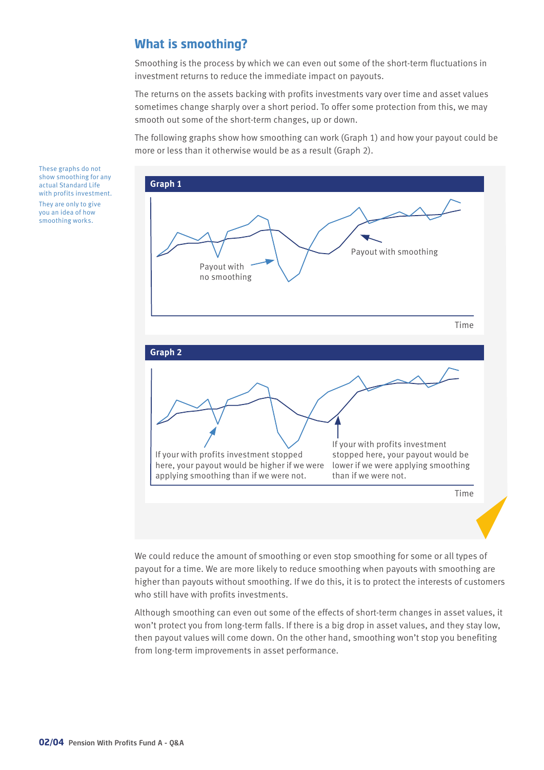## What is smoothing?

Smoothing is the process by which we can even out some of the short-term fluctuations in investment returns to reduce the immediate impact on payouts.

The returns on the assets backing with profits investments vary over time and asset values sometimes change sharply over a short period. To offer some protection from this, we may smooth out some of the short-term changes, up or down.

The following graphs show how smoothing can work (Graph 1) and how your payout could be more or less than it otherwise would be as a result (Graph 2).

These graphs do not show smoothing for any actual Standard Life with profits investment. They are only to give you an idea of how smoothing works.

**Graph 1**

Payout with no smoothing

Payout with smoothing

Time

**Graph 2**

If your with profits investment stopped here, your payout would be higher if we were applying smoothing than if we were not.

If your with profits investment stopped here, your payout would be lower if we were applying smoothing than if we were not.

Time

We could reduce the amount of smoothing or even stop smoothing for some or all types of payout for a time. We are more likely to reduce smoothing when payouts with smoothing are higher than payouts without smoothing. If we do this, it is to protect the interests of customers who still have with profits investments.

Although smoothing can even out some of the effects of short-term changes in asset values, it won't protect you from long-term falls. If there is a big drop in asset values, and they stay low, then payout values will come down. On the other hand, smoothing won't stop you benefiting from long-term improvements in asset performance.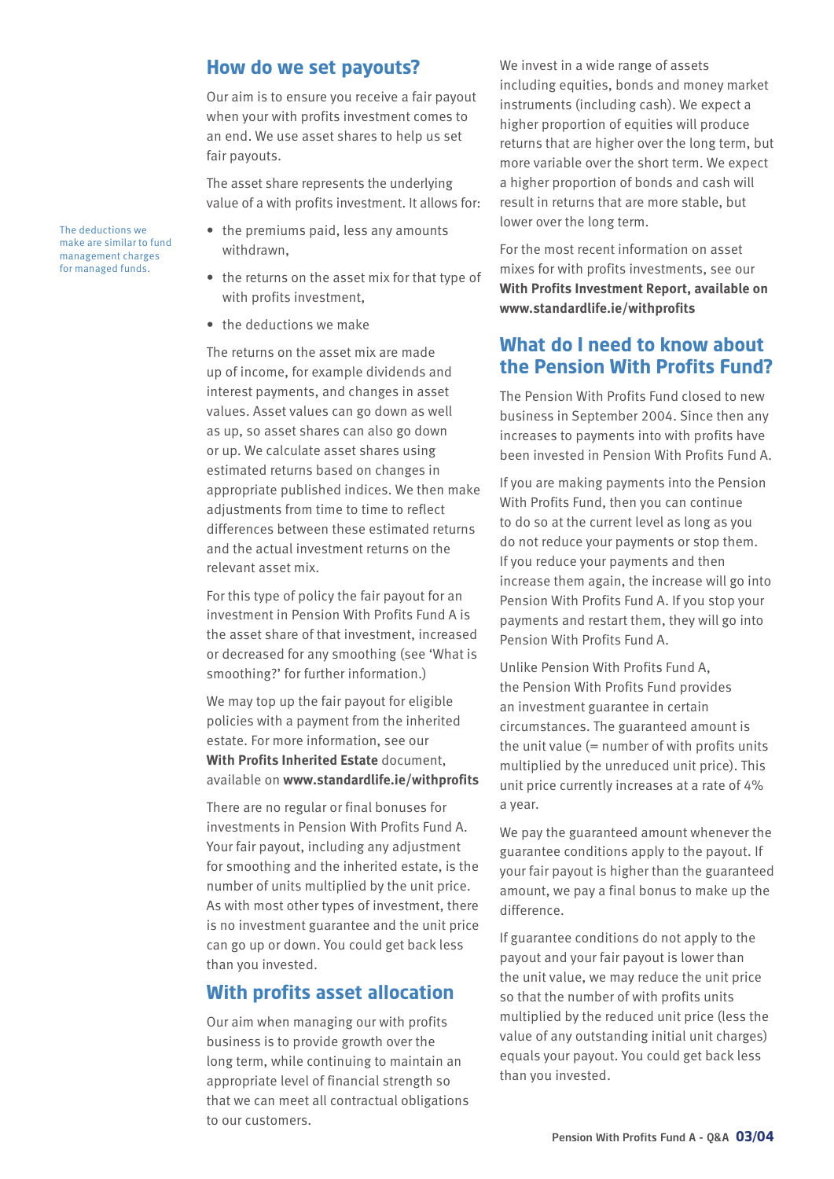## How do we set payouts?

Our aim is to ensure you receive a fair payout when your with profits investment comes to an end. We use asset shares to help us set fair payouts.

The asset share represents the underlying value of a with profits investment. It allows for:

The deductions we make are similar to fund management charges for managed funds.

- the premiums paid, less any amounts withdrawn,
- the returns on the asset mix for that type of with profits investment,
- the deductions we make

The returns on the asset mix are made up of income, for example dividends and interest payments, and changes in asset values. Asset values can go down as well as up, so asset shares can also go down or up. We calculate asset shares using estimated returns based on changes in appropriate published indices. We then make adjustments from time to time to reflect differences between these estimated returns and the actual investment returns on the relevant asset mix.

For this type of policy the fair payout for an investment in Pension With Profits Fund A is the asset share of that investment, increased or decreased for any smoothing (see 'What is smoothing?' for further information.)

We may top up the fair payout for eligible policies with a payment from the inherited estate. For more information, see our **With Profits Inherited Estate** document, available on **www.standardlife.ie/withprofits**

There are no regular or final bonuses for investments in Pension With Profits Fund A. Your fair payout, including any adjustment for smoothing and the inherited estate, is the number of units multiplied by the unit price. As with most other types of investment, there is no investment guarantee and the unit price can go up or down. You could get back less than you invested.

## With profits asset allocation

Our aim when managing our with profits business is to provide growth over the long term, while continuing to maintain an appropriate level of financial strength so that we can meet all contractual obligations to our customers.

We invest in a wide range of assets including equities, bonds and money market instruments (including cash). We expect a higher proportion of equities will produce returns that are higher over the long term, but more variable over the short term. We expect a higher proportion of bonds and cash will result in returns that are more stable, but lower over the long term.

For the most recent information on asset mixes for with profits investments, see our **With Profits Investment Report, available on www.standardlife.ie/withprofits**

## What do I need to know about the Pension With Profits Fund?

The Pension With Profits Fund closed to new business in September 2004. Since then any increases to payments into with profits have been invested in Pension With Profits Fund A.

If you are making payments into the Pension With Profits Fund, then you can continue to do so at the current level as long as you do not reduce your payments or stop them. If you reduce your payments and then increase them again, the increase will go into Pension With Profits Fund A. If you stop your payments and restart them, they will go into Pension With Profits Fund A.

Unlike Pension With Profits Fund A, the Pension With Profits Fund provides an investment guarantee in certain circumstances. The guaranteed amount is the unit value (= number of with profits units multiplied by the unreduced unit price). This unit price currently increases at a rate of 4% a year.

We pay the guaranteed amount whenever the guarantee conditions apply to the payout. If your fair payout is higher than the guaranteed amount, we pay a final bonus to make up the difference.

If guarantee conditions do not apply to the payout and your fair payout is lower than the unit value, we may reduce the unit price so that the number of with profits units multiplied by the reduced unit price (less the value of any outstanding initial unit charges) equals your payout. You could get back less than you invested.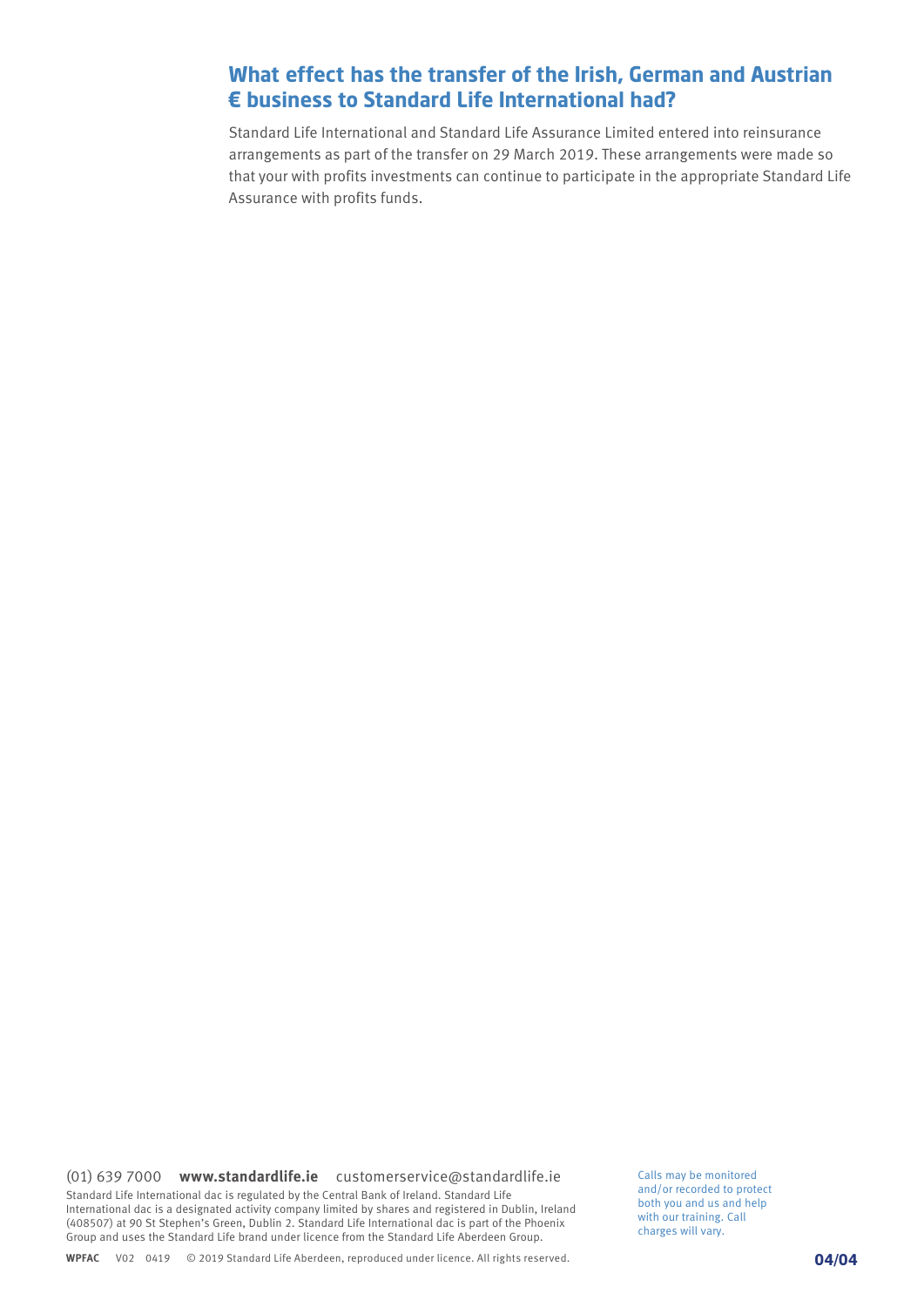## What effect has the transfer of the Irish, German and Austrian € business to Standard Life International had?

Standard Life International and Standard Life Assurance Limited entered into reinsurance arrangements as part of the transfer on 29 March 2019. These arrangements were made so that your with profits investments can continue to participate in the appropriate Standard Life Assurance with profits funds.

(01) 639 7000 **www.standardlife.ie** customerservice@standardlife.ie

Standard Life International dac is regulated by the Central Bank of Ireland. Standard Life International dac is a designated activity company limited by shares and registered in Dublin, Ireland (408507) at 90 St Stephen's Green, Dublin 2. Standard Life International dac is part of the Phoenix Group and uses the Standard Life brand under licence from the Standard Life Aberdeen Group.

Calls may be monitored and/or recorded to protect both you and us and help with our training. Call charges will vary.

**WPFAC** V02 0419 © 2019 Standard Life Aberdeen, reproduced under licence. All rights reserved.